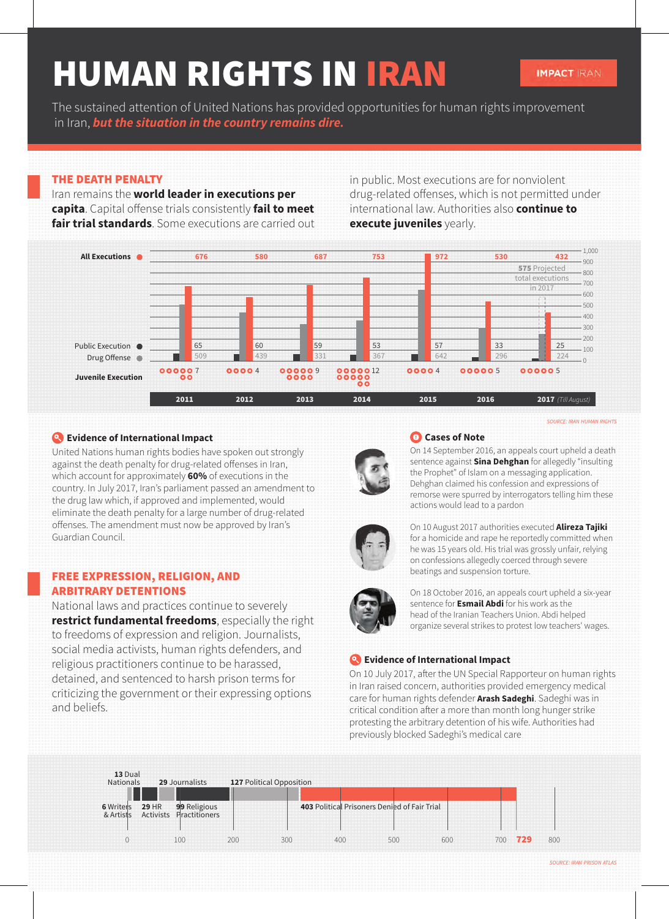# HUMAN RIGHTS IN IRAN

**IMPACT** IRAN

The sustained attention of United Nations has provided opportunities for human rights improvement in Iran, ***but the situation in the country remains dire.***

## THE DEATH PENALTY

Iran remains the **world leader in executions per capita**. Capital offense trials consistently **fail to meet fair trial standards**. Some executions are carried out in public. Most executions are for nonviolent drug-related offenses, which is not permitted under international law. Authorities also **continue to execute juveniles** yearly.

| | 2011 | 2012 | 2013 | 2014 | 2015 | 2016 | 2017 *(Till August)* |
|---|---|---|---|---|---|---|---|
| All Executions | 676 | 580 | 687 | 753 | 972 | 530 | 432 |
| Public Execution | 65 | 60 | 59 | 53 | 57 | 33 | 25 |
| Drug Offense | 509 | 439 | 331 | 367 | 642 | 296 | 224 |
| Juvenile Execution | 7 | 4 | 9 | 12 | 4 | 5 | 5 |

575 Projected total executions in 2017

*SOURCE: IRAN HUMAN RIGHTS*

### Evidence of International Impact

United Nations human rights bodies have spoken out strongly against the death penalty for drug-related offenses in Iran, which account for approximately **60%** of executions in the country. In July 2017, Iran's parliament passed an amendment to the drug law which, if approved and implemented, would eliminate the death penalty for a large number of drug-related offenses. The amendment must now be approved by Iran's Guardian Council.

### Cases of Note

On 14 September 2016, an appeals court upheld a death sentence against **Sina Dehghan** for allegedly "insulting the Prophet" of Islam on a messaging application. Dehghan claimed his confession and expressions of remorse were spurred by interrogators telling him these actions would lead to a pardon

On 10 August 2017 authorities executed **Alireza Tajiki** for a homicide and rape he reportedly committed when he was 15 years old. His trial was grossly unfair, relying on confessions allegedly coerced through severe beatings and suspension torture.

On 18 October 2016, an appeals court upheld a six-year sentence for **Esmail Abdi** for his work as the head of the Iranian Teachers Union. Abdi helped organize several strikes to protest low teachers' wages.

## FREE EXPRESSION, RELIGION, AND ARBITRARY DETENTIONS

National laws and practices continue to severely **restrict fundamental freedoms**, especially the right to freedoms of expression and religion. Journalists, social media activists, human rights defenders, and religious practitioners continue to be harassed, detained, and sentenced to harsh prison terms for criticizing the government or their expressing options and beliefs.

### Evidence of International Impact

On 10 July 2017, after the UN Special Rapporteur on human rights in Iran raised concern, authorities provided emergency medical care for human rights defender **Arash Sadeghi**. Sadeghi was in critical condition after a more than month long hunger strike protesting the arbitrary detention of his wife. Authorities had previously blocked Sadeghi's medical care

| Category | Number |
|---|---|
| Writers & Artists | 6 |
| Dual Nationals | 13 |
| HR Activists | 29 |
| Journalists | 29 |
| Religious Practitioners | 99 |
| Political Opposition | 127 |
| Political Prisoners Denied of Fair Trial | 403 |
| Total | 729 |

*SOURCE: IRAN PRISON ATLAS*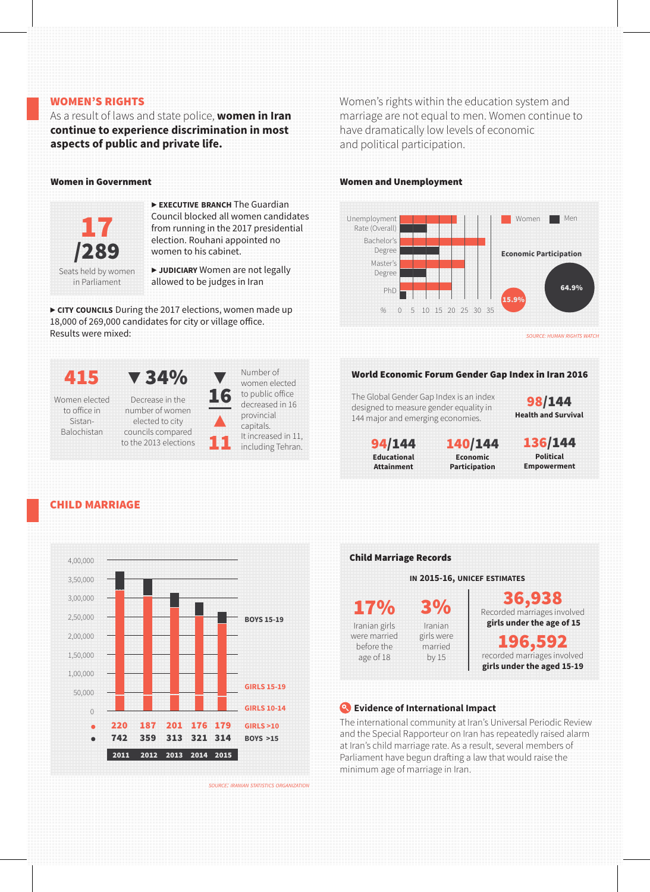## WOMEN'S RIGHTS

As a result of laws and state police, **women in Iran continue to experience discrimination in most aspects of public and private life.**

Women's rights within the education system and marriage are not equal to men. Women continue to have dramatically low levels of economic and political participation.

### Women in Government

**17/289**
Seats held by women in Parliament

▸ **EXECUTIVE BRANCH** The Guardian Council blocked all women candidates from running in the 2017 presidential election. Rouhani appointed no women to his cabinet.

▸ **JUDICIARY** Women are not legally allowed to be judges in Iran

▸ **CITY COUNCILS** During the 2017 elections, women made up 18,000 of 269,000 candidates for city or village office. Results were mixed:

**415**
Women elected to office in Sistan-Balochistan

**▼ 34%**
Decrease in the number of women elected to city councils compared to the 2013 elections

**▼ 16** Number of women elected to public office decreased in 16 provincial capitals.
**▲ 11** It increased in 11, including Tehran.

### Women and Unemployment

Unemployment Rate (Overall)
Bachelor's Degree
Master's Degree
PhD
% 0 5 10 15 20 25 30 35
Women
Men

Economic Participation
15.9%
64.9%

SOURCE: HUMAN RIGHTS WATCH

### World Economic Forum Gender Gap Index in Iran 2016

The Global Gender Gap Index is an index designed to measure gender equality in 144 major and emerging economies.

**98/144** Health and Survival

**94/144** Educational Attainment

**140/144** Economic Participation

**136/144** Political Empowerment

## CHILD MARRIAGE

4,00,000
3,50,000
3,00,000
2,50,000
2,00,000
1,50,000
1,00,000
50,000
0

BOYS 15-19
GIRLS 15-19
GIRLS 10-14

● 220 187 201 176 179 GIRLS >10
● 742 359 313 321 314 BOYS >15

2011 2012 2013 2014 2015

SOURCE: IRANIAN STATISTICS ORGANIZATION

### Child Marriage Records

**IN 2015-16, UNICEF ESTIMATES**

**17%**
Iranian girls were married before the age of 18

**3%**
Iranian girls were married by 15

**36,938**
Recorded marriages involved **girls under the age of 15**

**196,592**
recorded marriages involved **girls under the aged 15-19**

### Evidence of International Impact

The international community at Iran's Universal Periodic Review and the Special Rapporteur on Iran has repeatedly raised alarm at Iran's child marriage rate. As a result, several members of Parliament have begun drafting a law that would raise the minimum age of marriage in Iran.